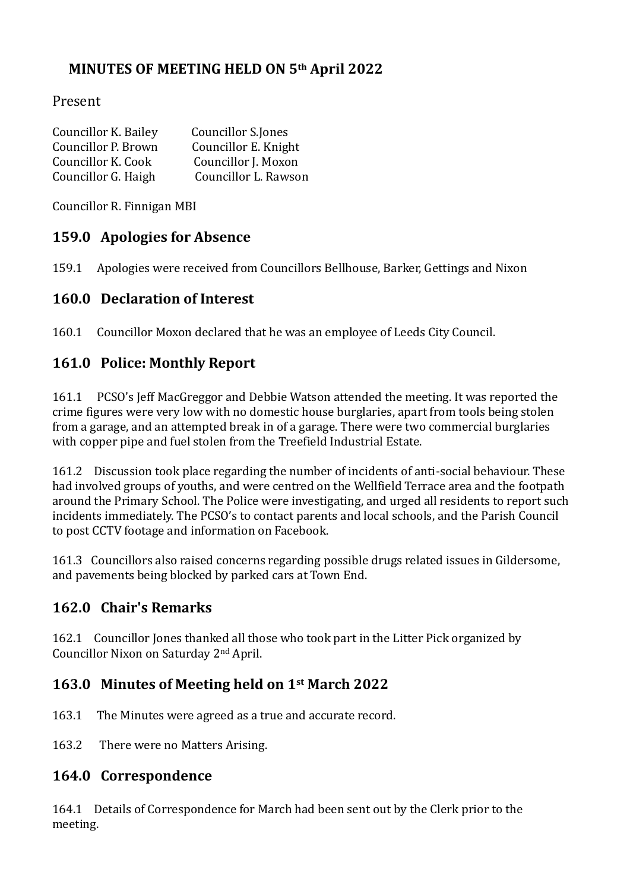# MINUTES OF MEETING HELD ON 5th April 2022

Present

| | |
|---|---|
| Councillor K. Bailey | Councillor S.Jones |
| Councillor P. Brown | Councillor E. Knight |
| Councillor K. Cook | Councillor J. Moxon |
| Councillor G. Haigh | Councillor L. Rawson |

Councillor R. Finnigan MBI

## 159.0 Apologies for Absence

159.1 Apologies were received from Councillors Bellhouse, Barker, Gettings and Nixon

## 160.0 Declaration of Interest

160.1 Councillor Moxon declared that he was an employee of Leeds City Council.

## 161.0 Police: Monthly Report

161.1 PCSO's Jeff MacGreggor and Debbie Watson attended the meeting. It was reported the crime figures were very low with no domestic house burglaries, apart from tools being stolen from a garage, and an attempted break in of a garage. There were two commercial burglaries with copper pipe and fuel stolen from the Treefield Industrial Estate.

161.2 Discussion took place regarding the number of incidents of anti-social behaviour. These had involved groups of youths, and were centred on the Wellfield Terrace area and the footpath around the Primary School. The Police were investigating, and urged all residents to report such incidents immediately. The PCSO's to contact parents and local schools, and the Parish Council to post CCTV footage and information on Facebook.

161.3 Councillors also raised concerns regarding possible drugs related issues in Gildersome, and pavements being blocked by parked cars at Town End.

## 162.0 Chair's Remarks

162.1 Councillor Jones thanked all those who took part in the Litter Pick organized by Councillor Nixon on Saturday 2nd April.

## 163.0 Minutes of Meeting held on 1st March 2022

163.1 The Minutes were agreed as a true and accurate record.

163.2 There were no Matters Arising.

## 164.0 Correspondence

164.1 Details of Correspondence for March had been sent out by the Clerk prior to the meeting.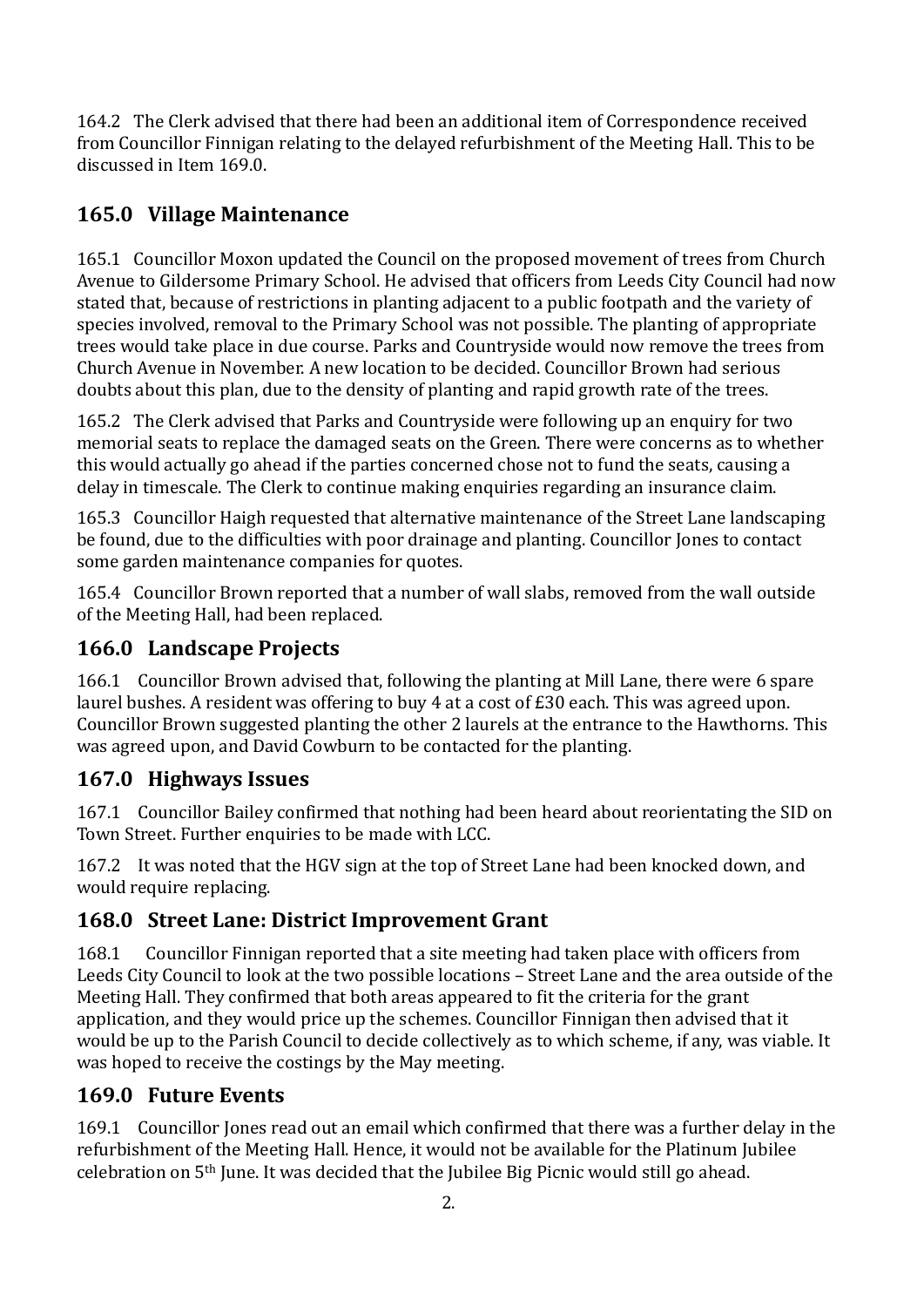164.2 The Clerk advised that there had been an additional item of Correspondence received from Councillor Finnigan relating to the delayed refurbishment of the Meeting Hall. This to be discussed in Item 169.0.

## 165.0 Village Maintenance

165.1 Councillor Moxon updated the Council on the proposed movement of trees from Church Avenue to Gildersome Primary School. He advised that officers from Leeds City Council had now stated that, because of restrictions in planting adjacent to a public footpath and the variety of species involved, removal to the Primary School was not possible. The planting of appropriate trees would take place in due course. Parks and Countryside would now remove the trees from Church Avenue in November. A new location to be decided. Councillor Brown had serious doubts about this plan, due to the density of planting and rapid growth rate of the trees.

165.2 The Clerk advised that Parks and Countryside were following up an enquiry for two memorial seats to replace the damaged seats on the Green. There were concerns as to whether this would actually go ahead if the parties concerned chose not to fund the seats, causing a delay in timescale. The Clerk to continue making enquiries regarding an insurance claim.

165.3 Councillor Haigh requested that alternative maintenance of the Street Lane landscaping be found, due to the difficulties with poor drainage and planting. Councillor Jones to contact some garden maintenance companies for quotes.

165.4 Councillor Brown reported that a number of wall slabs, removed from the wall outside of the Meeting Hall, had been replaced.

## 166.0 Landscape Projects

166.1 Councillor Brown advised that, following the planting at Mill Lane, there were 6 spare laurel bushes. A resident was offering to buy 4 at a cost of £30 each. This was agreed upon. Councillor Brown suggested planting the other 2 laurels at the entrance to the Hawthorns. This was agreed upon, and David Cowburn to be contacted for the planting.

## 167.0 Highways Issues

167.1 Councillor Bailey confirmed that nothing had been heard about reorientating the SID on Town Street. Further enquiries to be made with LCC.

167.2 It was noted that the HGV sign at the top of Street Lane had been knocked down, and would require replacing.

## 168.0 Street Lane: District Improvement Grant

168.1 Councillor Finnigan reported that a site meeting had taken place with officers from Leeds City Council to look at the two possible locations – Street Lane and the area outside of the Meeting Hall. They confirmed that both areas appeared to fit the criteria for the grant application, and they would price up the schemes. Councillor Finnigan then advised that it would be up to the Parish Council to decide collectively as to which scheme, if any, was viable. It was hoped to receive the costings by the May meeting.

## 169.0 Future Events

169.1 Councillor Jones read out an email which confirmed that there was a further delay in the refurbishment of the Meeting Hall. Hence, it would not be available for the Platinum Jubilee celebration on 5th June. It was decided that the Jubilee Big Picnic would still go ahead.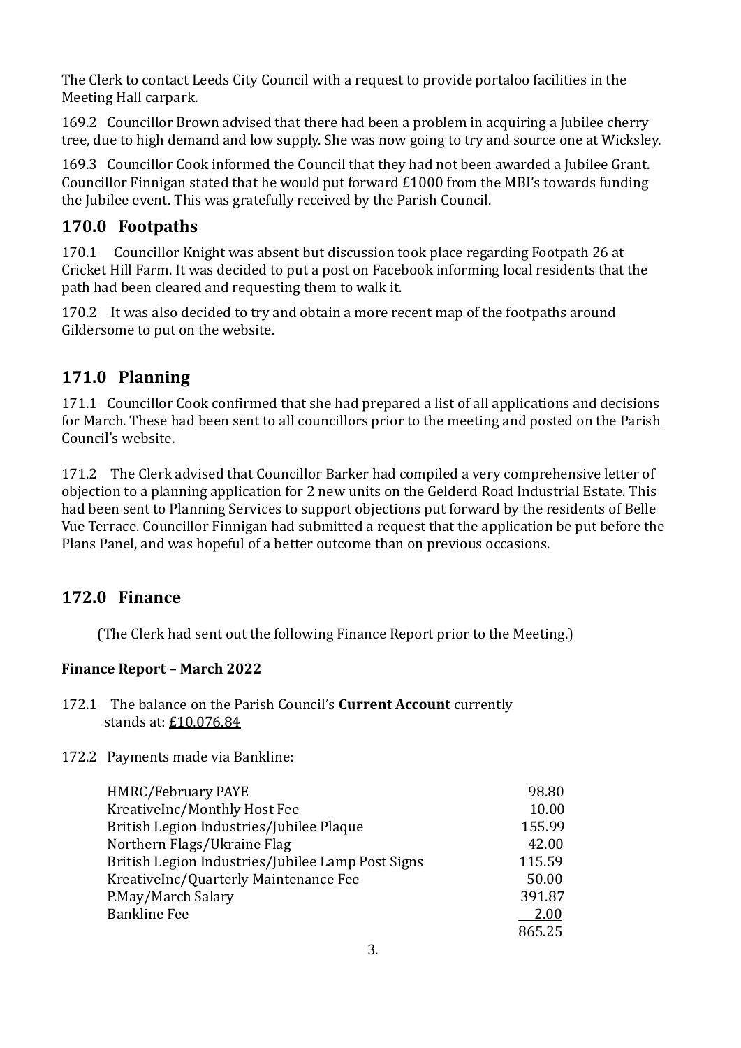The Clerk to contact Leeds City Council with a request to provide portaloo facilities in the Meeting Hall carpark.

169.2 Councillor Brown advised that there had been a problem in acquiring a Jubilee cherry tree, due to high demand and low supply. She was now going to try and source one at Wicksley.

169.3 Councillor Cook informed the Council that they had not been awarded a Jubilee Grant. Councillor Finnigan stated that he would put forward £1000 from the MBI's towards funding the Jubilee event. This was gratefully received by the Parish Council.

## 170.0 Footpaths

170.1 Councillor Knight was absent but discussion took place regarding Footpath 26 at Cricket Hill Farm. It was decided to put a post on Facebook informing local residents that the path had been cleared and requesting them to walk it.

170.2 It was also decided to try and obtain a more recent map of the footpaths around Gildersome to put on the website.

## 171.0 Planning

171.1 Councillor Cook confirmed that she had prepared a list of all applications and decisions for March. These had been sent to all councillors prior to the meeting and posted on the Parish Council's website.

171.2 The Clerk advised that Councillor Barker had compiled a very comprehensive letter of objection to a planning application for 2 new units on the Gelderd Road Industrial Estate. This had been sent to Planning Services to support objections put forward by the residents of Belle Vue Terrace. Councillor Finnigan had submitted a request that the application be put before the Plans Panel, and was hopeful of a better outcome than on previous occasions.

## 172.0 Finance

(The Clerk had sent out the following Finance Report prior to the Meeting.)

**Finance Report – March 2022**

172.1 The balance on the Parish Council's **Current Account** currently stands at: £10,076.84

172.2 Payments made via Bankline:

| | |
|---|---|
| HMRC/February PAYE | 98.80 |
| KreativeInc/Monthly Host Fee | 10.00 |
| British Legion Industries/Jubilee Plaque | 155.99 |
| Northern Flags/Ukraine Flag | 42.00 |
| British Legion Industries/Jubilee Lamp Post Signs | 115.59 |
| KreativeInc/Quarterly Maintenance Fee | 50.00 |
| P.May/March Salary | 391.87 |
| Bankline Fee | 2.00 |
| | 865.25 |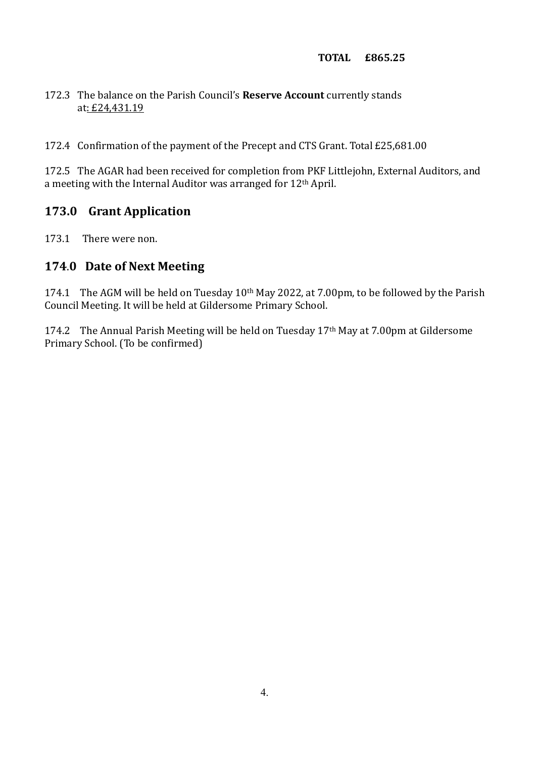**TOTAL £865.25**

172.3 The balance on the Parish Council's **Reserve Account** currently stands at: £24,431.19

172.4 Confirmation of the payment of the Precept and CTS Grant. Total £25,681.00

172.5 The AGAR had been received for completion from PKF Littlejohn, External Auditors, and a meeting with the Internal Auditor was arranged for 12th April.

## 173.0 Grant Application

173.1 There were non.

## 174.0 Date of Next Meeting

174.1 The AGM will be held on Tuesday 10th May 2022, at 7.00pm, to be followed by the Parish Council Meeting. It will be held at Gildersome Primary School.

174.2 The Annual Parish Meeting will be held on Tuesday 17th May at 7.00pm at Gildersome Primary School. (To be confirmed)